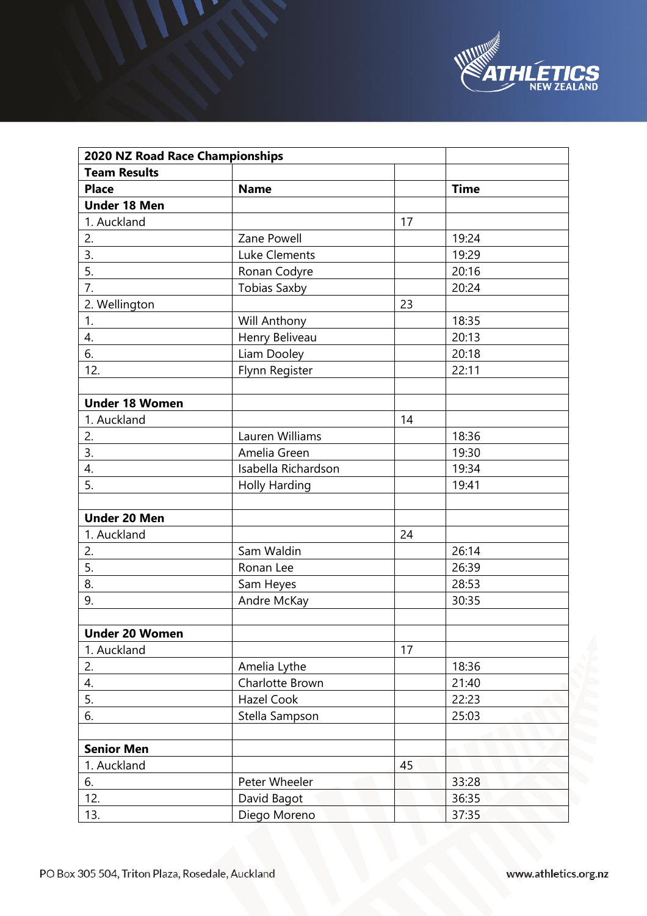| 2020 NZ Road Race Championships | | | |
|---|---|---|---|
| **Team Results** | | | |
| **Place** | **Name** | | **Time** |
| **Under 18 Men** | | | |
| 1. Auckland | | 17 | |
| 2. | Zane Powell | | 19:24 |
| 3. | Luke Clements | | 19:29 |
| 5. | Ronan Codyre | | 20:16 |
| 7. | Tobias Saxby | | 20:24 |
| 2. Wellington | | 23 | |
| 1. | Will Anthony | | 18:35 |
| 4. | Henry Beliveau | | 20:13 |
| 6. | Liam Dooley | | 20:18 |
| 12. | Flynn Register | | 22:11 |
| | | | |
| **Under 18 Women** | | | |
| 1. Auckland | | 14 | |
| 2. | Lauren Williams | | 18:36 |
| 3. | Amelia Green | | 19:30 |
| 4. | Isabella Richardson | | 19:34 |
| 5. | Holly Harding | | 19:41 |
| | | | |
| **Under 20 Men** | | | |
| 1. Auckland | | 24 | |
| 2. | Sam Waldin | | 26:14 |
| 5. | Ronan Lee | | 26:39 |
| 8. | Sam Heyes | | 28:53 |
| 9. | Andre McKay | | 30:35 |
| | | | |
| **Under 20 Women** | | | |
| 1. Auckland | | 17 | |
| 2. | Amelia Lythe | | 18:36 |
| 4. | Charlotte Brown | | 21:40 |
| 5. | Hazel Cook | | 22:23 |
| 6. | Stella Sampson | | 25:03 |
| | | | |
| **Senior Men** | | | |
| 1. Auckland | | 45 | |
| 6. | Peter Wheeler | | 33:28 |
| 12. | David Bagot | | 36:35 |
| 13. | Diego Moreno | | 37:35 |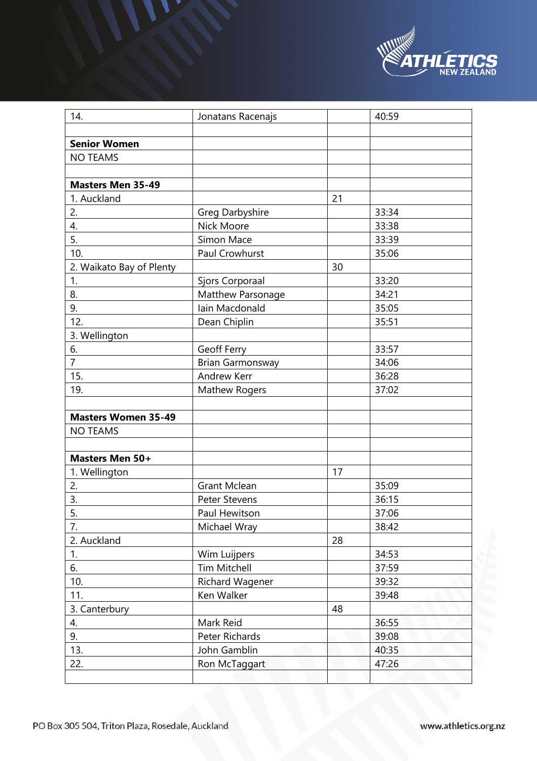| 14. | Jonatans Racenajs | | 40:59 |
|---|---|---|---|
| | | | |
| **Senior Women** | | | |
| NO TEAMS | | | |
| | | | |
| **Masters Men 35-49** | | | |
| 1. Auckland | | 21 | |
| 2. | Greg Darbyshire | | 33:34 |
| 4. | Nick Moore | | 33:38 |
| 5. | Simon Mace | | 33:39 |
| 10. | Paul Crowhurst | | 35:06 |
| 2. Waikato Bay of Plenty | | 30 | |
| 1. | Sjors Corporaal | | 33:20 |
| 8. | Matthew Parsonage | | 34:21 |
| 9. | Iain Macdonald | | 35:05 |
| 12. | Dean Chiplin | | 35:51 |
| 3. Wellington | | | |
| 6. | Geoff Ferry | | 33:57 |
| 7 | Brian Garmonsway | | 34:06 |
| 15. | Andrew Kerr | | 36:28 |
| 19. | Mathew Rogers | | 37:02 |
| | | | |
| **Masters Women 35-49** | | | |
| NO TEAMS | | | |
| | | | |
| **Masters Men 50+** | | | |
| 1. Wellington | | 17 | |
| 2. | Grant Mclean | | 35:09 |
| 3. | Peter Stevens | | 36:15 |
| 5. | Paul Hewitson | | 37:06 |
| 7. | Michael Wray | | 38:42 |
| 2. Auckland | | 28 | |
| 1. | Wim Luijpers | | 34:53 |
| 6. | Tim Mitchell | | 37:59 |
| 10. | Richard Wagener | | 39:32 |
| 11. | Ken Walker | | 39:48 |
| 3. Canterbury | | 48 | |
| 4. | Mark Reid | | 36:55 |
| 9. | Peter Richards | | 39:08 |
| 13. | John Gamblin | | 40:35 |
| 22. | Ron McTaggart | | 47:26 |
| | | | |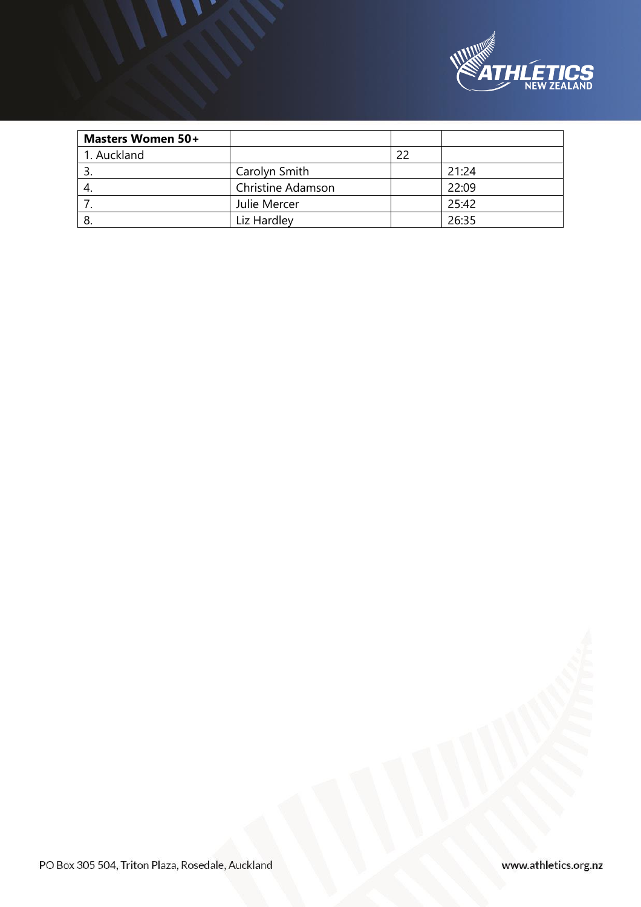| | | | |
|---|---|---|---|
| **Masters Women 50+** | | | |
| 1. Auckland | | 22 | |
| 3. | Carolyn Smith | | 21:24 |
| 4. | Christine Adamson | | 22:09 |
| 7. | Julie Mercer | | 25:42 |
| 8. | Liz Hardley | | 26:35 |